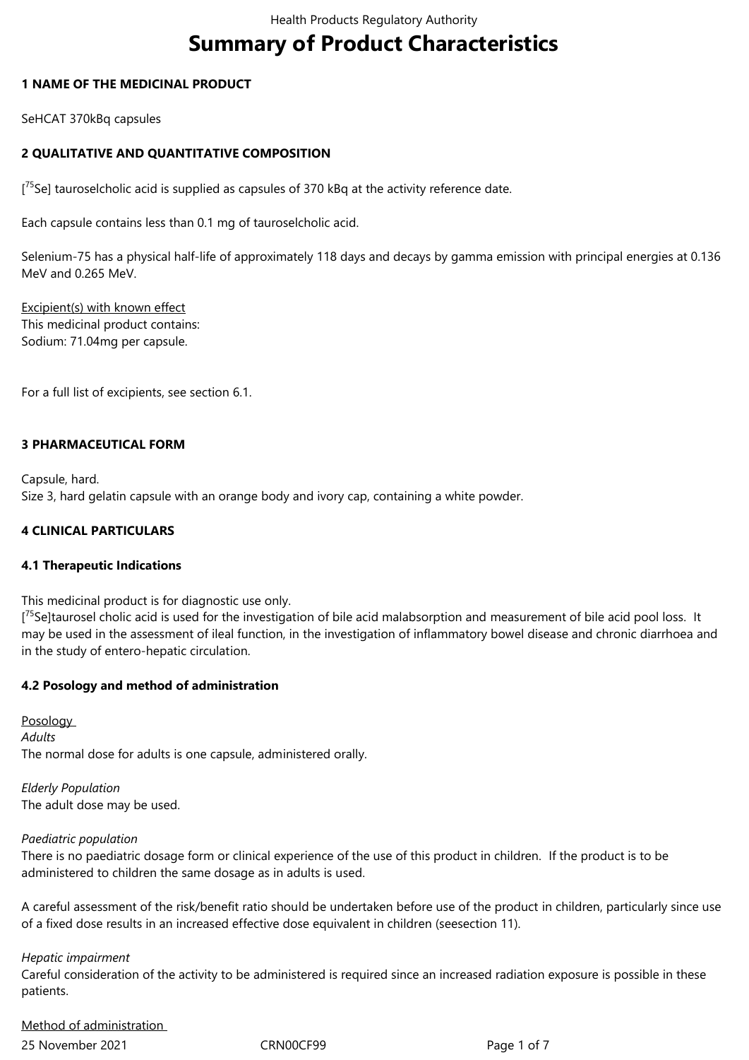# Summary of Product Characteristics

## 1 NAME OF THE MEDICINAL PRODUCT

SeHCAT 370kBq capsules

## 2 QUALITATIVE AND QUANTITATIVE COMPOSITION

[$^{75}$Se] tauroselcholic acid is supplied as capsules of 370 kBq at the activity reference date.

Each capsule contains less than 0.1 mg of tauroselcholic acid.

Selenium-75 has a physical half-life of approximately 118 days and decays by gamma emission with principal energies at 0.136 MeV and 0.265 MeV.

Excipient(s) with known effect
This medicinal product contains:
Sodium: 71.04mg per capsule.

For a full list of excipients, see section 6.1.

## 3 PHARMACEUTICAL FORM

Capsule, hard.
Size 3, hard gelatin capsule with an orange body and ivory cap, containing a white powder.

## 4 CLINICAL PARTICULARS

### 4.1 Therapeutic Indications

This medicinal product is for diagnostic use only.
[$^{75}$Se]taurosel cholic acid is used for the investigation of bile acid malabsorption and measurement of bile acid pool loss. It may be used in the assessment of ileal function, in the investigation of inflammatory bowel disease and chronic diarrhoea and in the study of entero-hepatic circulation.

### 4.2 Posology and method of administration

Posology

*Adults*
The normal dose for adults is one capsule, administered orally.

*Elderly Population*
The adult dose may be used.

*Paediatric population*
There is no paediatric dosage form or clinical experience of the use of this product in children. If the product is to be administered to children the same dosage as in adults is used.

A careful assessment of the risk/benefit ratio should be undertaken before use of the product in children, particularly since use of a fixed dose results in an increased effective dose equivalent in children (seesection 11).

*Hepatic impairment*
Careful consideration of the activity to be administered is required since an increased radiation exposure is possible in these patients.

Method of administration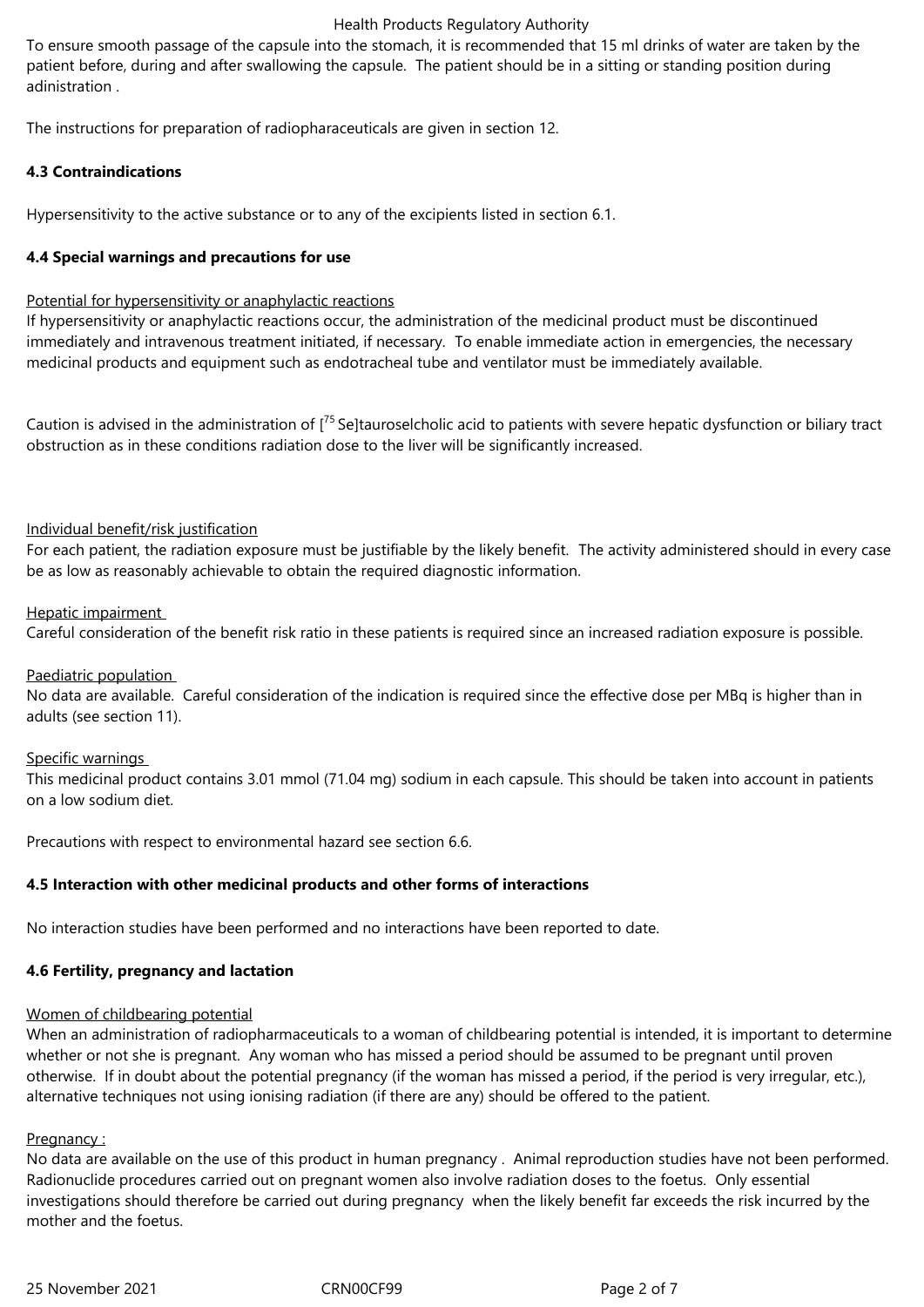To ensure smooth passage of the capsule into the stomach, it is recommended that 15 ml drinks of water are taken by the patient before, during and after swallowing the capsule. The patient should be in a sitting or standing position during adinistration .

The instructions for preparation of radiopharaceuticals are given in section 12.

**4.3 Contraindications**

Hypersensitivity to the active substance or to any of the excipients listed in section 6.1.

**4.4 Special warnings and precautions for use**

Potential for hypersensitivity or anaphylactic reactions

If hypersensitivity or anaphylactic reactions occur, the administration of the medicinal product must be discontinued immediately and intravenous treatment initiated, if necessary. To enable immediate action in emergencies, the necessary medicinal products and equipment such as endotracheal tube and ventilator must be immediately available.

Caution is advised in the administration of [$^{75}$Se]tauroselcholic acid to patients with severe hepatic dysfunction or biliary tract obstruction as in these conditions radiation dose to the liver will be significantly increased.

Individual benefit/risk justification

For each patient, the radiation exposure must be justifiable by the likely benefit. The activity administered should in every case be as low as reasonably achievable to obtain the required diagnostic information.

Hepatic impairment

Careful consideration of the benefit risk ratio in these patients is required since an increased radiation exposure is possible.

Paediatric population

No data are available. Careful consideration of the indication is required since the effective dose per MBq is higher than in adults (see section 11).

Specific warnings

This medicinal product contains 3.01 mmol (71.04 mg) sodium in each capsule. This should be taken into account in patients on a low sodium diet.

Precautions with respect to environmental hazard see section 6.6.

**4.5 Interaction with other medicinal products and other forms of interactions**

No interaction studies have been performed and no interactions have been reported to date.

**4.6 Fertility, pregnancy and lactation**

Women of childbearing potential

When an administration of radiopharmaceuticals to a woman of childbearing potential is intended, it is important to determine whether or not she is pregnant. Any woman who has missed a period should be assumed to be pregnant until proven otherwise. If in doubt about the potential pregnancy (if the woman has missed a period, if the period is very irregular, etc.), alternative techniques not using ionising radiation (if there are any) should be offered to the patient.

Pregnancy :

No data are available on the use of this product in human pregnancy . Animal reproduction studies have not been performed. Radionuclide procedures carried out on pregnant women also involve radiation doses to the foetus. Only essential investigations should therefore be carried out during pregnancy when the likely benefit far exceeds the risk incurred by the mother and the foetus.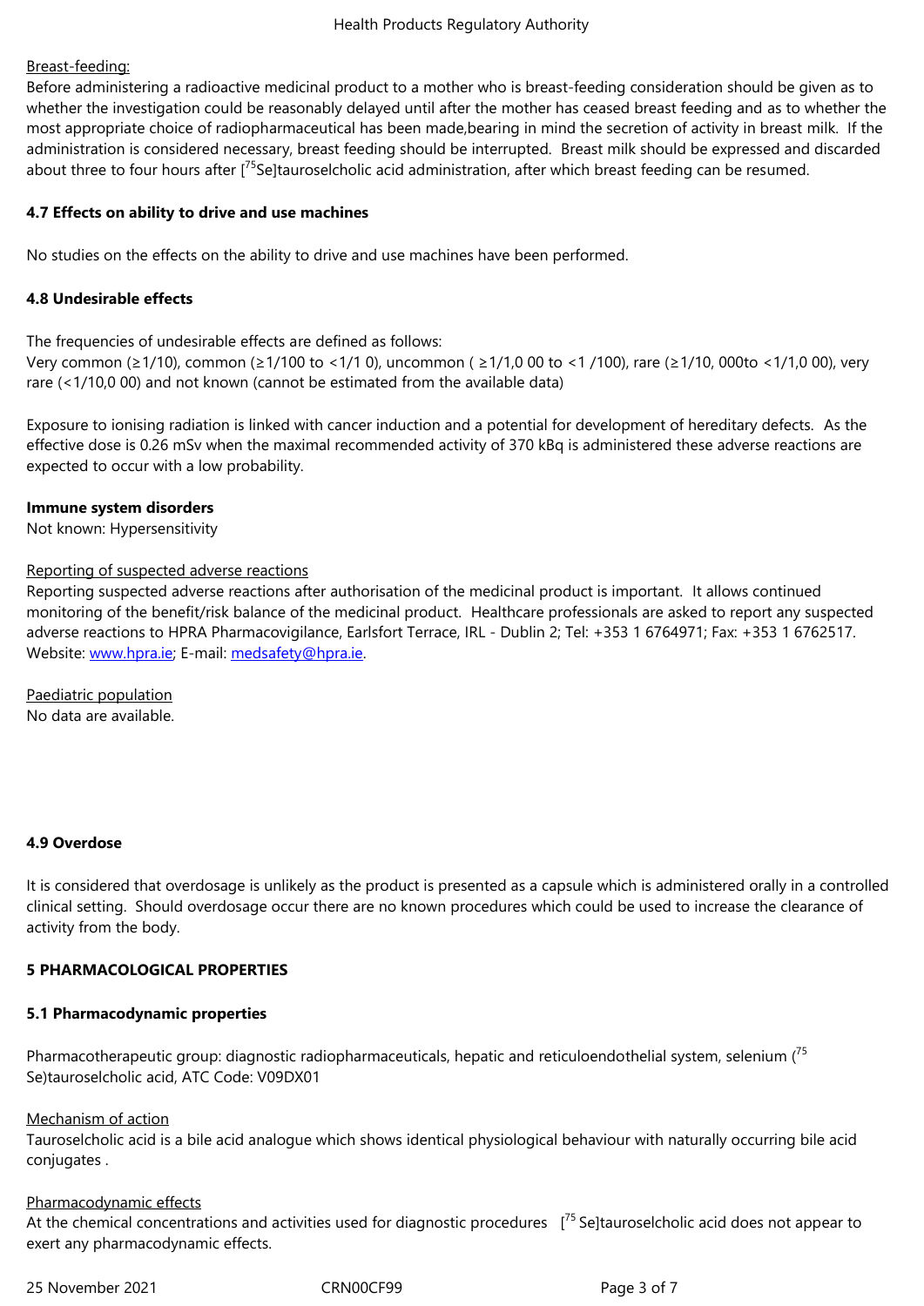Breast-feeding:

Before administering a radioactive medicinal product to a mother who is breast-feeding consideration should be given as to whether the investigation could be reasonably delayed until after the mother has ceased breast feeding and as to whether the most appropriate choice of radiopharmaceutical has been made,bearing in mind the secretion of activity in breast milk. If the administration is considered necessary, breast feeding should be interrupted. Breast milk should be expressed and discarded about three to four hours after [$^{75}$Se]tauroselcholic acid administration, after which breast feeding can be resumed.

### 4.7 Effects on ability to drive and use machines

No studies on the effects on the ability to drive and use machines have been performed.

### 4.8 Undesirable effects

The frequencies of undesirable effects are defined as follows:
Very common (≥1/10), common (≥1/100 to <1/1 0), uncommon ( ≥1/1,0 00 to <1 /100), rare (≥1/10, 000to <1/1,0 00), very rare (<1/10,0 00) and not known (cannot be estimated from the available data)

Exposure to ionising radiation is linked with cancer induction and a potential for development of hereditary defects. As the effective dose is 0.26 mSv when the maximal recommended activity of 370 kBq is administered these adverse reactions are expected to occur with a low probability.

**Immune system disorders**
Not known: Hypersensitivity

Reporting of suspected adverse reactions

Reporting suspected adverse reactions after authorisation of the medicinal product is important. It allows continued monitoring of the benefit/risk balance of the medicinal product. Healthcare professionals are asked to report any suspected adverse reactions to HPRA Pharmacovigilance, Earlsfort Terrace, IRL - Dublin 2; Tel: +353 1 6764971; Fax: +353 1 6762517. Website: www.hpra.ie; E-mail: medsafety@hpra.ie.

Paediatric population
No data are available.

### 4.9 Overdose

It is considered that overdosage is unlikely as the product is presented as a capsule which is administered orally in a controlled clinical setting. Should overdosage occur there are no known procedures which could be used to increase the clearance of activity from the body.

## 5 PHARMACOLOGICAL PROPERTIES

### 5.1 Pharmacodynamic properties

Pharmacotherapeutic group: diagnostic radiopharmaceuticals, hepatic and reticuloendothelial system, selenium ($^{75}$Se)tauroselcholic acid, ATC Code: V09DX01

Mechanism of action
Tauroselcholic acid is a bile acid analogue which shows identical physiological behaviour with naturally occurring bile acid conjugates .

Pharmacodynamic effects
At the chemical concentrations and activities used for diagnostic procedures [$^{75}$Se]tauroselcholic acid does not appear to exert any pharmacodynamic effects.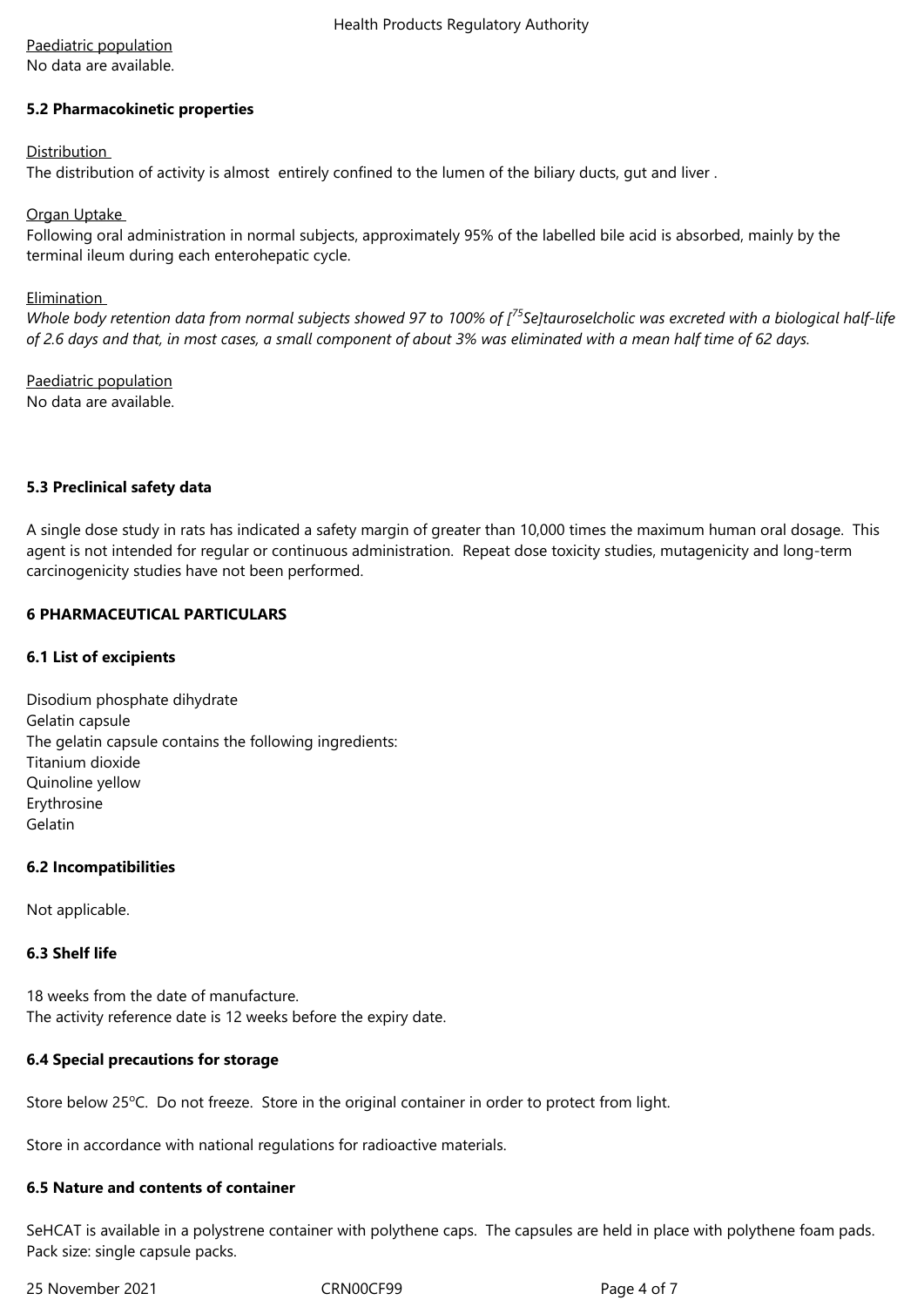Paediatric population

No data are available.

**5.2 Pharmacokinetic properties**

Distribution

The distribution of activity is almost entirely confined to the lumen of the biliary ducts, gut and liver .

Organ Uptake

Following oral administration in normal subjects, approximately 95% of the labelled bile acid is absorbed, mainly by the terminal ileum during each enterohepatic cycle.

Elimination

*Whole body retention data from normal subjects showed 97 to 100% of [$^{75}$Se]tauroselcholic was excreted with a biological half-life of 2.6 days and that, in most cases, a small component of about 3% was eliminated with a mean half time of 62 days.*

Paediatric population

No data are available.

**5.3 Preclinical safety data**

A single dose study in rats has indicated a safety margin of greater than 10,000 times the maximum human oral dosage. This agent is not intended for regular or continuous administration. Repeat dose toxicity studies, mutagenicity and long-term carcinogenicity studies have not been performed.

**6 PHARMACEUTICAL PARTICULARS**

**6.1 List of excipients**

Disodium phosphate dihydrate
Gelatin capsule
The gelatin capsule contains the following ingredients:
Titanium dioxide
Quinoline yellow
Erythrosine
Gelatin

**6.2 Incompatibilities**

Not applicable.

**6.3 Shelf life**

18 weeks from the date of manufacture.
The activity reference date is 12 weeks before the expiry date.

**6.4 Special precautions for storage**

Store below 25°C. Do not freeze. Store in the original container in order to protect from light.

Store in accordance with national regulations for radioactive materials.

**6.5 Nature and contents of container**

SeHCAT is available in a polystrene container with polythene caps. The capsules are held in place with polythene foam pads. Pack size: single capsule packs.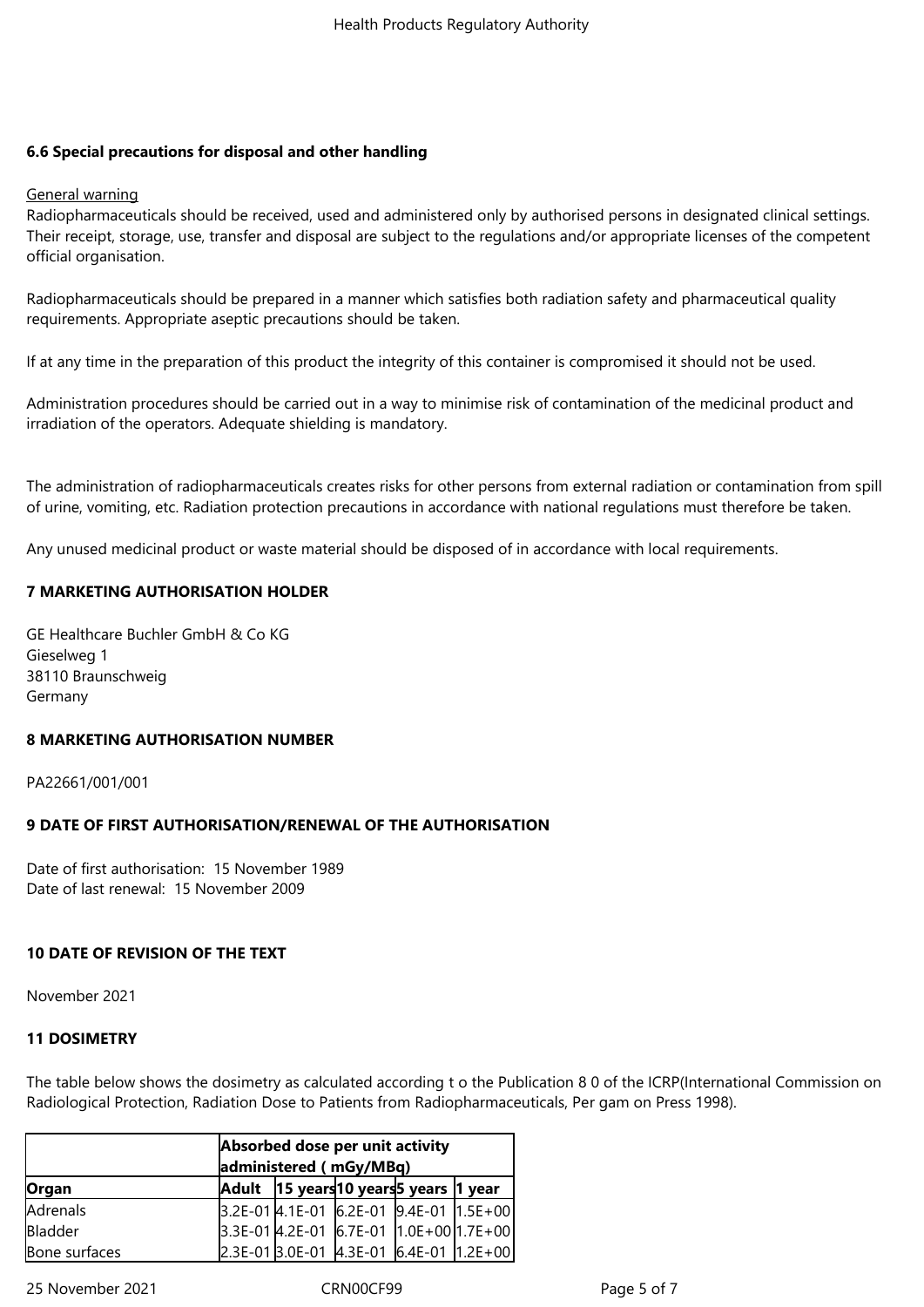### 6.6 Special precautions for disposal and other handling

General warning

Radiopharmaceuticals should be received, used and administered only by authorised persons in designated clinical settings. Their receipt, storage, use, transfer and disposal are subject to the regulations and/or appropriate licenses of the competent official organisation.

Radiopharmaceuticals should be prepared in a manner which satisfies both radiation safety and pharmaceutical quality requirements. Appropriate aseptic precautions should be taken.

If at any time in the preparation of this product the integrity of this container is compromised it should not be used.

Administration procedures should be carried out in a way to minimise risk of contamination of the medicinal product and irradiation of the operators. Adequate shielding is mandatory.

The administration of radiopharmaceuticals creates risks for other persons from external radiation or contamination from spill of urine, vomiting, etc. Radiation protection precautions in accordance with national regulations must therefore be taken.

Any unused medicinal product or waste material should be disposed of in accordance with local requirements.

## 7 MARKETING AUTHORISATION HOLDER

GE Healthcare Buchler GmbH & Co KG
Gieselweg 1
38110 Braunschweig
Germany

## 8 MARKETING AUTHORISATION NUMBER

PA22661/001/001

## 9 DATE OF FIRST AUTHORISATION/RENEWAL OF THE AUTHORISATION

Date of first authorisation: 15 November 1989
Date of last renewal: 15 November 2009

## 10 DATE OF REVISION OF THE TEXT

November 2021

## 11 DOSIMETRY

The table below shows the dosimetry as calculated according t o the Publication 8 0 of the ICRP(International Commission on Radiological Protection, Radiation Dose to Patients from Radiopharmaceuticals, Per gam on Press 1998).

| | **Absorbed dose per unit activity administered ( mGy/MBq)** | | | | |
|---|---|---|---|---|---|
| **Organ** | **Adult** | **15 years** | **10 years** | **5 years** | **1 year** |
| Adrenals | 3.2E-01 | 4.1E-01 | 6.2E-01 | 9.4E-01 | 1.5E+00 |
| Bladder | 3.3E-01 | 4.2E-01 | 6.7E-01 | 1.0E+00 | 1.7E+00 |
| Bone surfaces | 2.3E-01 | 3.0E-01 | 4.3E-01 | 6.4E-01 | 1.2E+00 |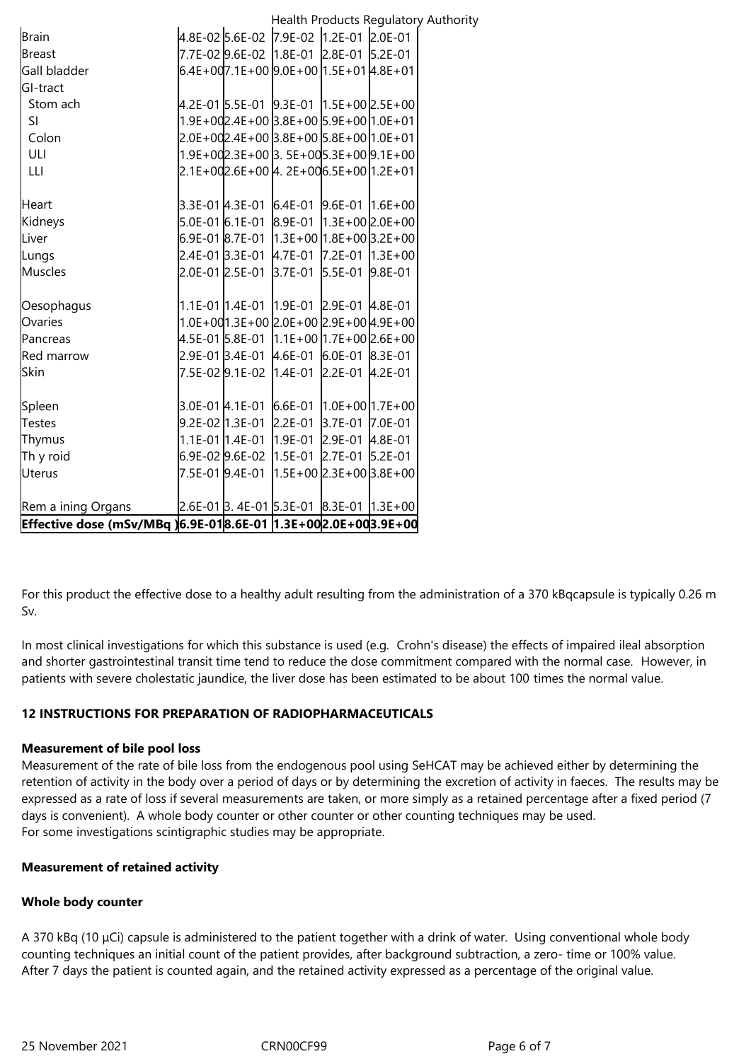| | | | | | |
|---|---|---|---|---|---|
| Brain | 4.8E-02 | 5.6E-02 | 7.9E-02 | 1.2E-01 | 2.0E-01 |
| Breast | 7.7E-02 | 9.6E-02 | 1.8E-01 | 2.8E-01 | 5.2E-01 |
| Gall bladder | 6.4E+00 | 7.1E+00 | 9.0E+00 | 1.5E+01 | 4.8E+01 |
| GI-tract | | | | | |
| Stom ach | 4.2E-01 | 5.5E-01 | 9.3E-01 | 1.5E+00 | 2.5E+00 |
| SI | 1.9E+00 | 2.4E+00 | 3.8E+00 | 5.9E+00 | 1.0E+01 |
| Colon | 2.0E+00 | 2.4E+00 | 3.8E+00 | 5.8E+00 | 1.0E+01 |
| ULI | 1.9E+00 | 2.3E+00 | 3. 5E+00 | 5.3E+00 | 9.1E+00 |
| LLI | 2.1E+00 | 2.6E+00 | 4. 2E+00 | 6.5E+00 | 1.2E+01 |
| Heart | 3.3E-01 | 4.3E-01 | 6.4E-01 | 9.6E-01 | 1.6E+00 |
| Kidneys | 5.0E-01 | 6.1E-01 | 8.9E-01 | 1.3E+00 | 2.0E+00 |
| Liver | 6.9E-01 | 8.7E-01 | 1.3E+00 | 1.8E+00 | 3.2E+00 |
| Lungs | 2.4E-01 | 3.3E-01 | 4.7E-01 | 7.2E-01 | 1.3E+00 |
| Muscles | 2.0E-01 | 2.5E-01 | 3.7E-01 | 5.5E-01 | 9.8E-01 |
| Oesophagus | 1.1E-01 | 1.4E-01 | 1.9E-01 | 2.9E-01 | 4.8E-01 |
| Ovaries | 1.0E+00 | 1.3E+00 | 2.0E+00 | 2.9E+00 | 4.9E+00 |
| Pancreas | 4.5E-01 | 5.8E-01 | 1.1E+00 | 1.7E+00 | 2.6E+00 |
| Red marrow | 2.9E-01 | 3.4E-01 | 4.6E-01 | 6.0E-01 | 8.3E-01 |
| Skin | 7.5E-02 | 9.1E-02 | 1.4E-01 | 2.2E-01 | 4.2E-01 |
| Spleen | 3.0E-01 | 4.1E-01 | 6.6E-01 | 1.0E+00 | 1.7E+00 |
| Testes | 9.2E-02 | 1.3E-01 | 2.2E-01 | 3.7E-01 | 7.0E-01 |
| Thymus | 1.1E-01 | 1.4E-01 | 1.9E-01 | 2.9E-01 | 4.8E-01 |
| Th y roid | 6.9E-02 | 9.6E-02 | 1.5E-01 | 2.7E-01 | 5.2E-01 |
| Uterus | 7.5E-01 | 9.4E-01 | 1.5E+00 | 2.3E+00 | 3.8E+00 |
| Rem a ining Organs | 2.6E-01 | 3. 4E-01 | 5.3E-01 | 8.3E-01 | 1.3E+00 |
| **Effective dose (mSv/MBq )** | **6.9E-01** | **8.6E-01** | **1.3E+00** | **2.0E+00** | **3.9E+00** |

For this product the effective dose to a healthy adult resulting from the administration of a 370 kBqcapsule is typically 0.26 m Sv.

In most clinical investigations for which this substance is used (e.g. Crohn's disease) the effects of impaired ileal absorption and shorter gastrointestinal transit time tend to reduce the dose commitment compared with the normal case. However, in patients with severe cholestatic jaundice, the liver dose has been estimated to be about 100 times the normal value.

## 12 INSTRUCTIONS FOR PREPARATION OF RADIOPHARMACEUTICALS

### Measurement of bile pool loss

Measurement of the rate of bile loss from the endogenous pool using SeHCAT may be achieved either by determining the retention of activity in the body over a period of days or by determining the excretion of activity in faeces. The results may be expressed as a rate of loss if several measurements are taken, or more simply as a retained percentage after a fixed period (7 days is convenient). A whole body counter or other counter or other counting techniques may be used.
For some investigations scintigraphic studies may be appropriate.

### Measurement of retained activity

### Whole body counter

A 370 kBq (10 µCi) capsule is administered to the patient together with a drink of water. Using conventional whole body counting techniques an initial count of the patient provides, after background subtraction, a zero- time or 100% value. After 7 days the patient is counted again, and the retained activity expressed as a percentage of the original value.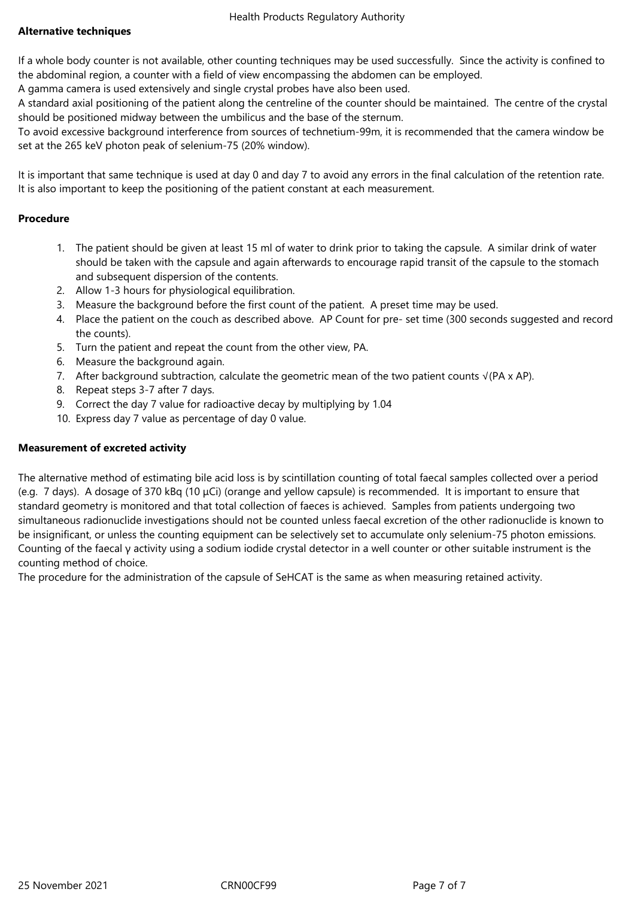**Alternative techniques**

If a whole body counter is not available, other counting techniques may be used successfully. Since the activity is confined to the abdominal region, a counter with a field of view encompassing the abdomen can be employed.
A gamma camera is used extensively and single crystal probes have also been used.
A standard axial positioning of the patient along the centreline of the counter should be maintained. The centre of the crystal should be positioned midway between the umbilicus and the base of the sternum.
To avoid excessive background interference from sources of technetium-99m, it is recommended that the camera window be set at the 265 keV photon peak of selenium-75 (20% window).

It is important that same technique is used at day 0 and day 7 to avoid any errors in the final calculation of the retention rate. It is also important to keep the positioning of the patient constant at each measurement.

**Procedure**

1. The patient should be given at least 15 ml of water to drink prior to taking the capsule. A similar drink of water should be taken with the capsule and again afterwards to encourage rapid transit of the capsule to the stomach and subsequent dispersion of the contents.
2. Allow 1-3 hours for physiological equilibration.
3. Measure the background before the first count of the patient. A preset time may be used.
4. Place the patient on the couch as described above. AP Count for pre- set time (300 seconds suggested and record the counts).
5. Turn the patient and repeat the count from the other view, PA.
6. Measure the background again.
7. After background subtraction, calculate the geometric mean of the two patient counts $\sqrt{(PA \times AP)}$.
8. Repeat steps 3-7 after 7 days.
9. Correct the day 7 value for radioactive decay by multiplying by 1.04
10. Express day 7 value as percentage of day 0 value.

**Measurement of excreted activity**

The alternative method of estimating bile acid loss is by scintillation counting of total faecal samples collected over a period (e.g. 7 days). A dosage of 370 kBq (10 µCi) (orange and yellow capsule) is recommended. It is important to ensure that standard geometry is monitored and that total collection of faeces is achieved. Samples from patients undergoing two simultaneous radionuclide investigations should not be counted unless faecal excretion of the other radionuclide is known to be insignificant, or unless the counting equipment can be selectively set to accumulate only selenium-75 photon emissions. Counting of the faecal γ activity using a sodium iodide crystal detector in a well counter or other suitable instrument is the counting method of choice.
The procedure for the administration of the capsule of SeHCAT is the same as when measuring retained activity.